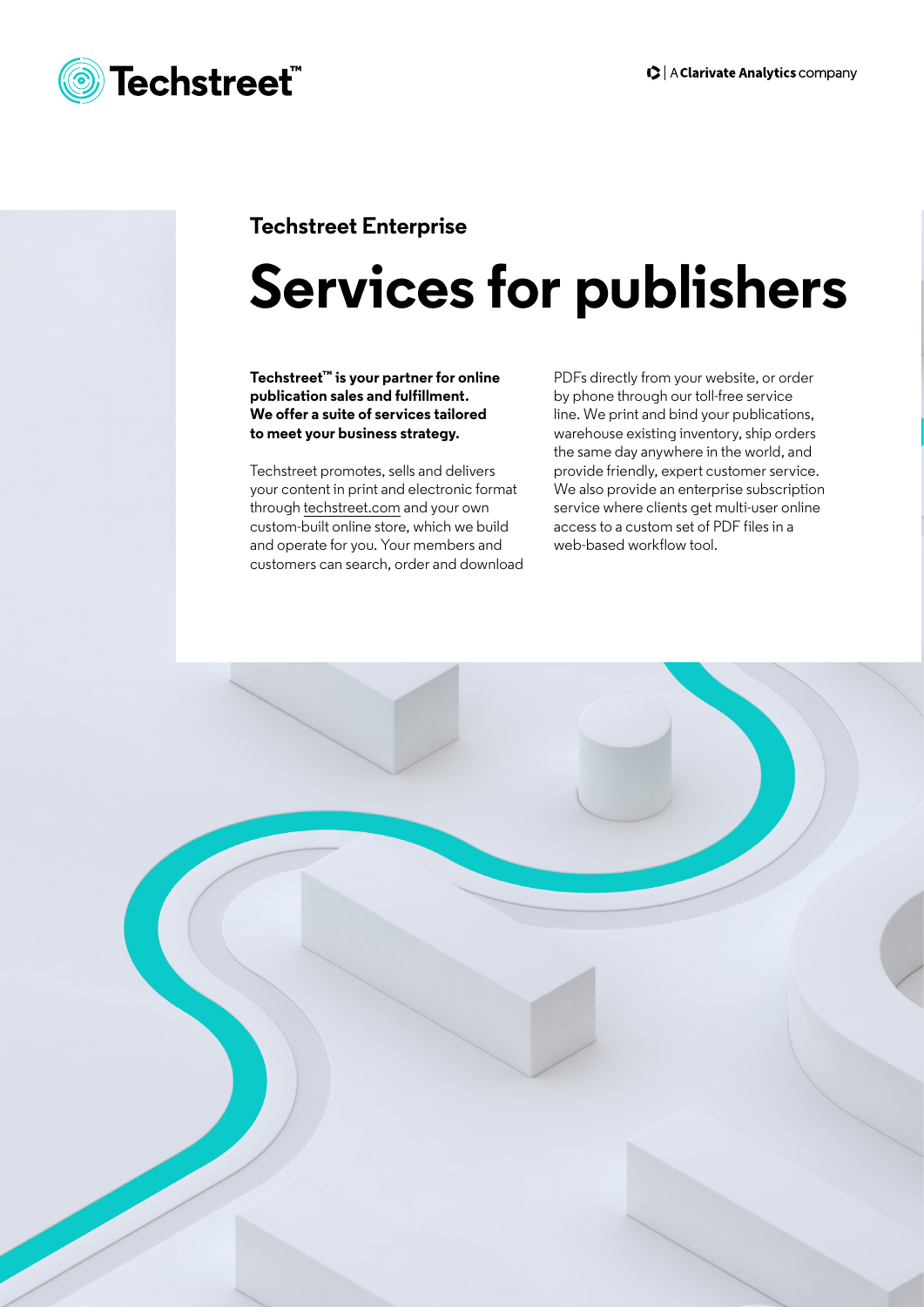Techstreet™

A Clarivate Analytics company

## Techstreet Enterprise

# Services for publishers

**Techstreet™ is your partner for online publication sales and fulfillment. We offer a suite of services tailored to meet your business strategy.**

Techstreet promotes, sells and delivers your content in print and electronic format through techstreet.com and your own custom-built online store, which we build and operate for you. Your members and customers can search, order and download PDFs directly from your website, or order by phone through our toll-free service line. We print and bind your publications, warehouse existing inventory, ship orders the same day anywhere in the world, and provide friendly, expert customer service. We also provide an enterprise subscription service where clients get multi-user online access to a custom set of PDF files in a web-based workflow tool.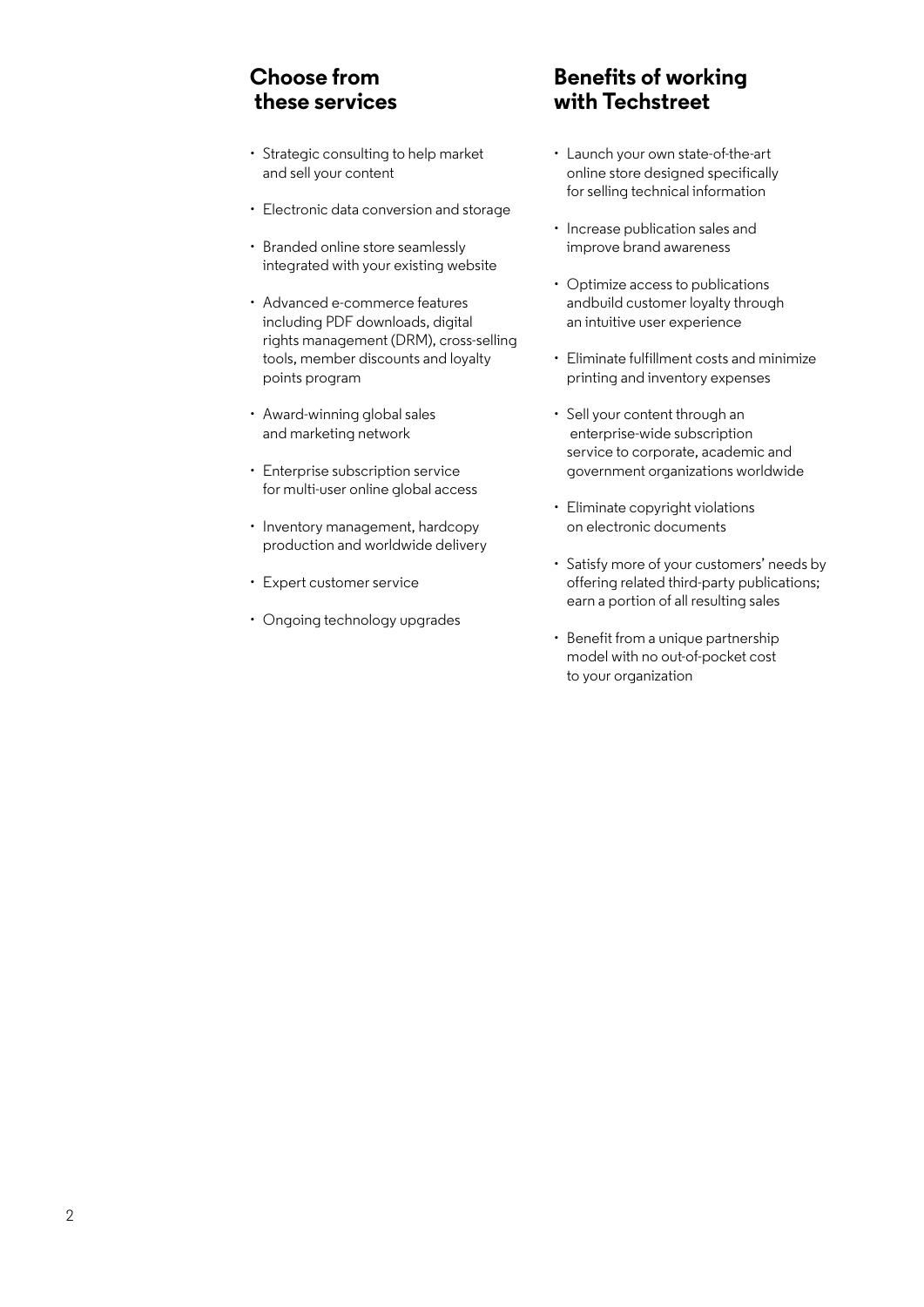## Choose from these services

- Strategic consulting to help market and sell your content
- Electronic data conversion and storage
- Branded online store seamlessly integrated with your existing website
- Advanced e-commerce features including PDF downloads, digital rights management (DRM), cross-selling tools, member discounts and loyalty points program
- Award-winning global sales and marketing network
- Enterprise subscription service for multi-user online global access
- Inventory management, hardcopy production and worldwide delivery
- Expert customer service
- Ongoing technology upgrades

## Benefits of working with Techstreet

- Launch your own state-of-the-art online store designed specifically for selling technical information
- Increase publication sales and improve brand awareness
- Optimize access to publications andbuild customer loyalty through an intuitive user experience
- Eliminate fulfillment costs and minimize printing and inventory expenses
- Sell your content through an enterprise-wide subscription service to corporate, academic and government organizations worldwide
- Eliminate copyright violations on electronic documents
- Satisfy more of your customers' needs by offering related third-party publications; earn a portion of all resulting sales
- Benefit from a unique partnership model with no out-of-pocket cost to your organization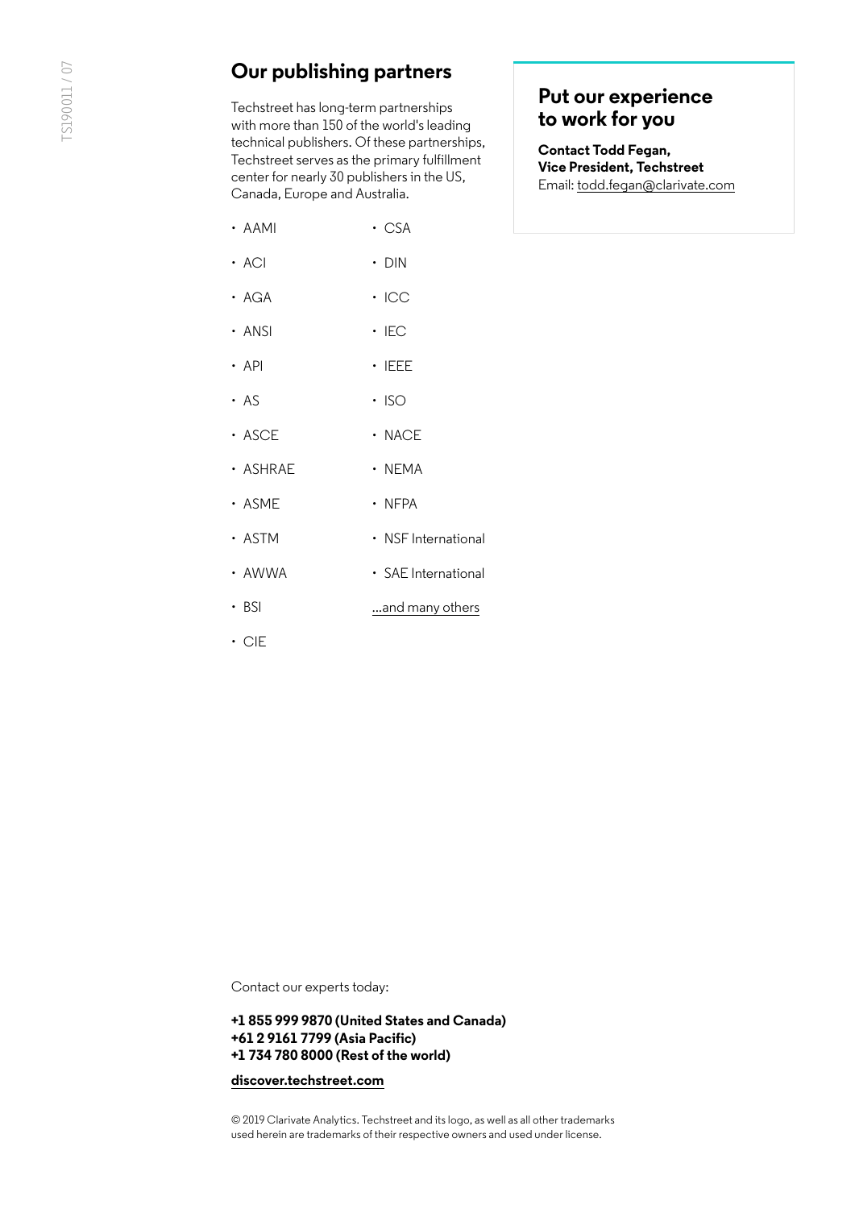## Our publishing partners

Techstreet has long-term partnerships with more than 150 of the world's leading technical publishers. Of these partnerships, Techstreet serves as the primary fulfillment center for nearly 30 publishers in the US, Canada, Europe and Australia.

- AAMI
- ACI
- AGA
- ANSI
- API
- AS
- ASCE
- ASHRAE
- ASME
- ASTM
- AWWA
- BSI
- CIE
- CSA
- DIN
- ICC
- IEC
- IEEE
- ISO
- NACE
- NEMA
- NFPA
- NSF International
- SAE International

...and many others

## Put our experience to work for you

**Contact Todd Fegan,**
**Vice President, Techstreet**
Email: todd.fegan@clarivate.com

Contact our experts today:

**+1 855 999 9870 (United States and Canada)**
**+61 2 9161 7799 (Asia Pacific)**
**+1 734 780 8000 (Rest of the world)**

**discover.techstreet.com**

© 2019 Clarivate Analytics. Techstreet and its logo, as well as all other trademarks used herein are trademarks of their respective owners and used under license.